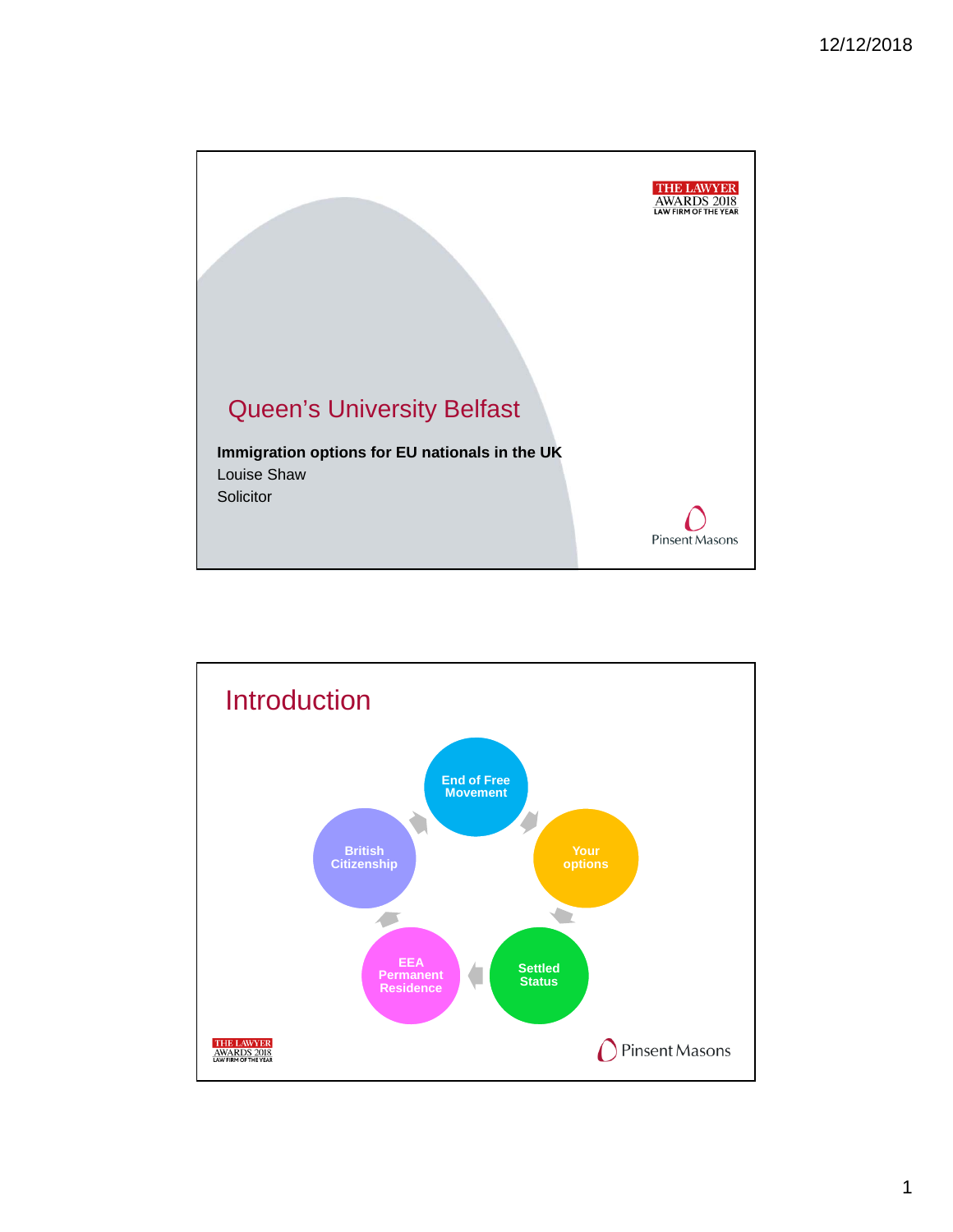# Queen's University Belfast

**Immigration options for EU nationals in the UK**

Louise Shaw

Solicitor

## Introduction

- End of Free Movement
- Your options
- Settled Status
- EEA Permanent Residence
- British Citizenship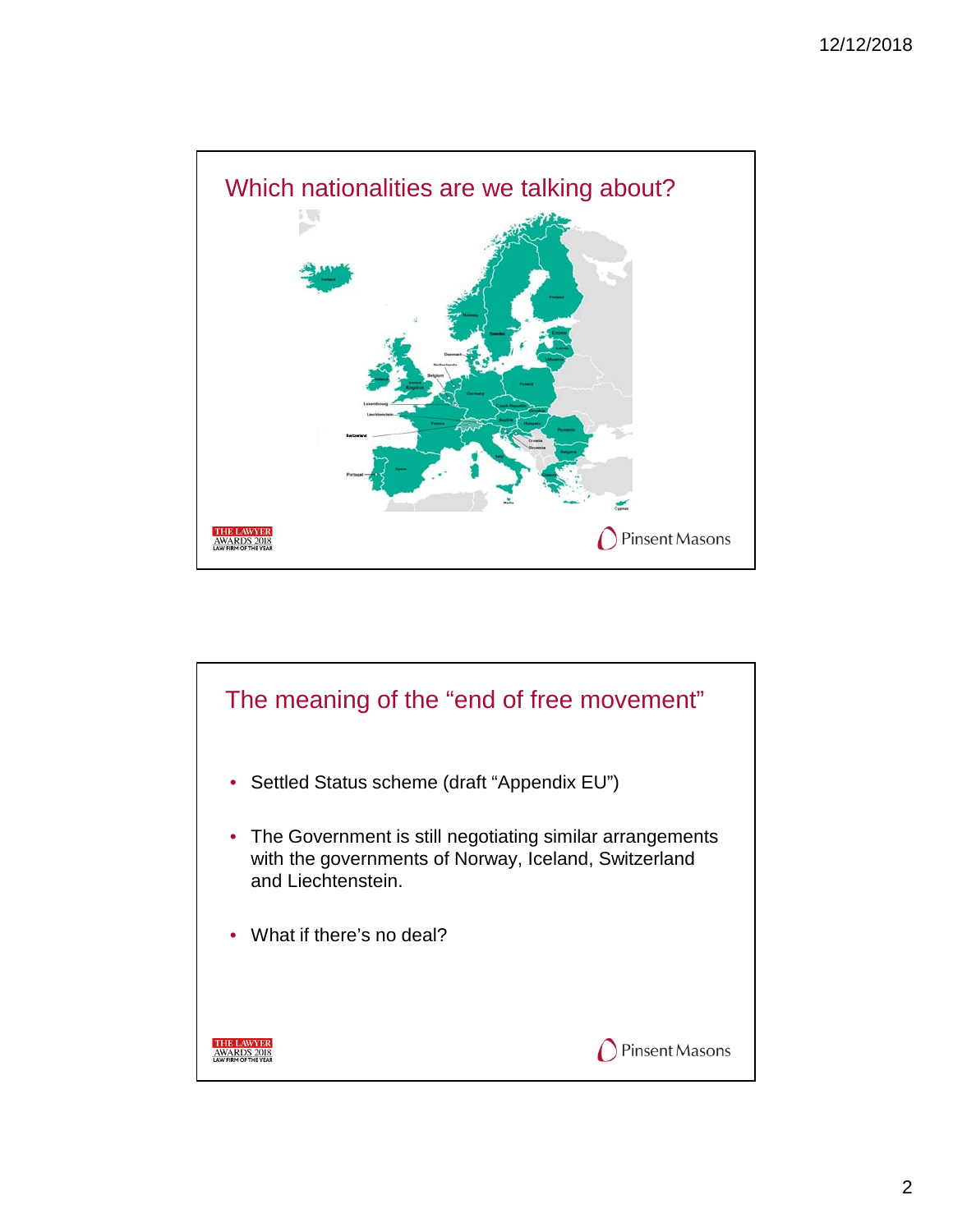## Which nationalities are we talking about?

## The meaning of the "end of free movement"

- Settled Status scheme (draft "Appendix EU")
- The Government is still negotiating similar arrangements with the governments of Norway, Iceland, Switzerland and Liechtenstein.
- What if there's no deal?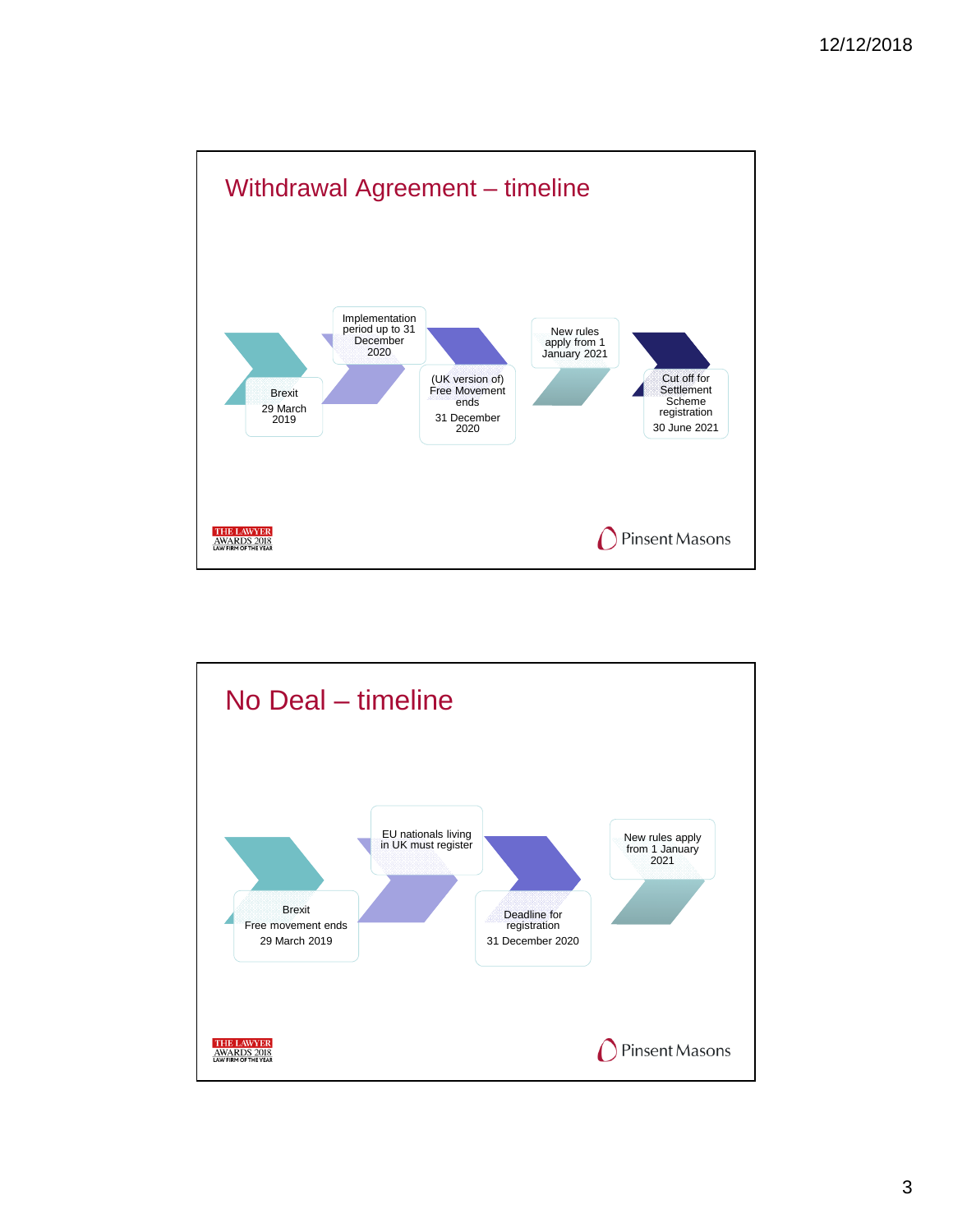## Withdrawal Agreement – timeline

- Brexit
  29 March 2019
- Implementation period up to 31 December 2020
- (UK version of) Free Movement ends
  31 December 2020
- New rules apply from 1 January 2021
- Cut off for Settlement Scheme registration
  30 June 2021

THE LAWYER AWARDS 2018 LAW FIRM OF THE YEAR

Pinsent Masons

## No Deal – timeline

- Brexit
  Free movement ends
  29 March 2019
- EU nationals living in UK must register
- Deadline for registration
  31 December 2020
- New rules apply from 1 January 2021

THE LAWYER AWARDS 2018 LAW FIRM OF THE YEAR

Pinsent Masons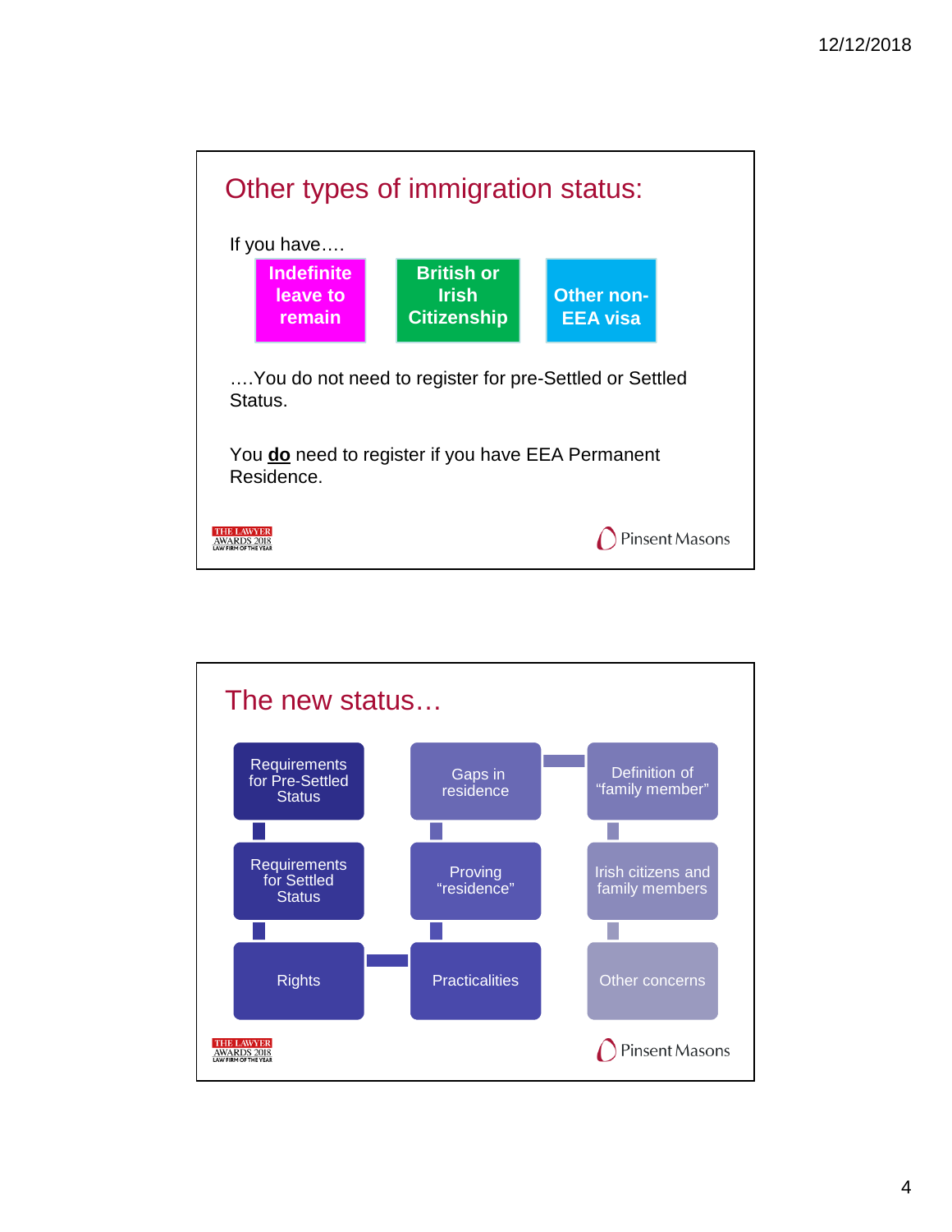## Other types of immigration status:

If you have….

- Indefinite leave to remain
- British or Irish Citizenship
- Other non-EEA visa

….You do not need to register for pre-Settled or Settled Status.

You **do** need to register if you have EEA Permanent Residence.

## The new status…

- Requirements for Pre-Settled Status
- Requirements for Settled Status
- Rights
- Gaps in residence
- Proving "residence"
- Practicalities
- Definition of "family member"
- Irish citizens and family members
- Other concerns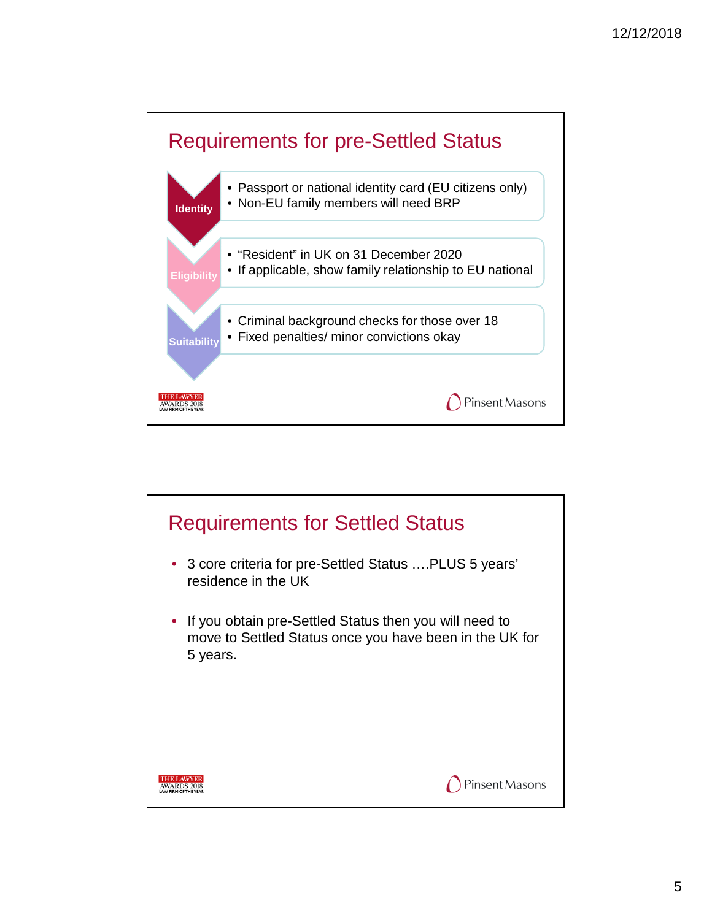## Requirements for pre-Settled Status

**Identity**
- Passport or national identity card (EU citizens only)
- Non-EU family members will need BRP

**Eligibility**
- "Resident" in UK on 31 December 2020
- If applicable, show family relationship to EU national

**Suitability**
- Criminal background checks for those over 18
- Fixed penalties/ minor convictions okay

THE LAWYER AWARDS 2018 LAW FIRM OF THE YEAR

Pinsent Masons

## Requirements for Settled Status

- 3 core criteria for pre-Settled Status ….PLUS 5 years' residence in the UK
- If you obtain pre-Settled Status then you will need to move to Settled Status once you have been in the UK for 5 years.

THE LAWYER AWARDS 2018 LAW FIRM OF THE YEAR

Pinsent Masons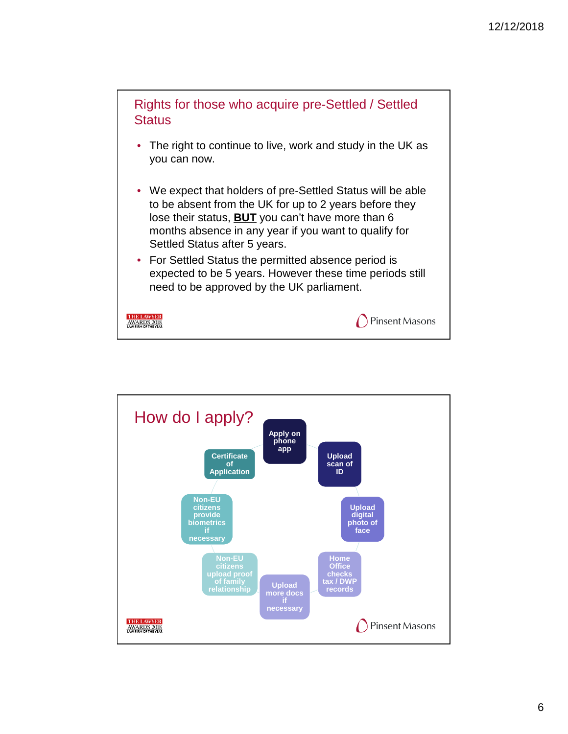## Rights for those who acquire pre-Settled / Settled Status

- The right to continue to live, work and study in the UK as you can now.
- We expect that holders of pre-Settled Status will be able to be absent from the UK for up to 2 years before they lose their status, **<u>BUT</u>** you can't have more than 6 months absence in any year if you want to qualify for Settled Status after 5 years.
- For Settled Status the permitted absence period is expected to be 5 years. However these time periods still need to be approved by the UK parliament.

THE LAWYER AWARDS 2018 LAW FIRM OF THE YEAR

Pinsent Masons

## How do I apply?

- Apply on phone app
- Upload scan of ID
- Upload digital photo of face
- Home Office checks tax / DWP records
- Upload more docs if necessary
- Non-EU citizens upload proof of family relationship
- Non-EU citizens provide biometrics if necessary
- Certificate of Application

THE LAWYER AWARDS 2018 LAW FIRM OF THE YEAR

Pinsent Masons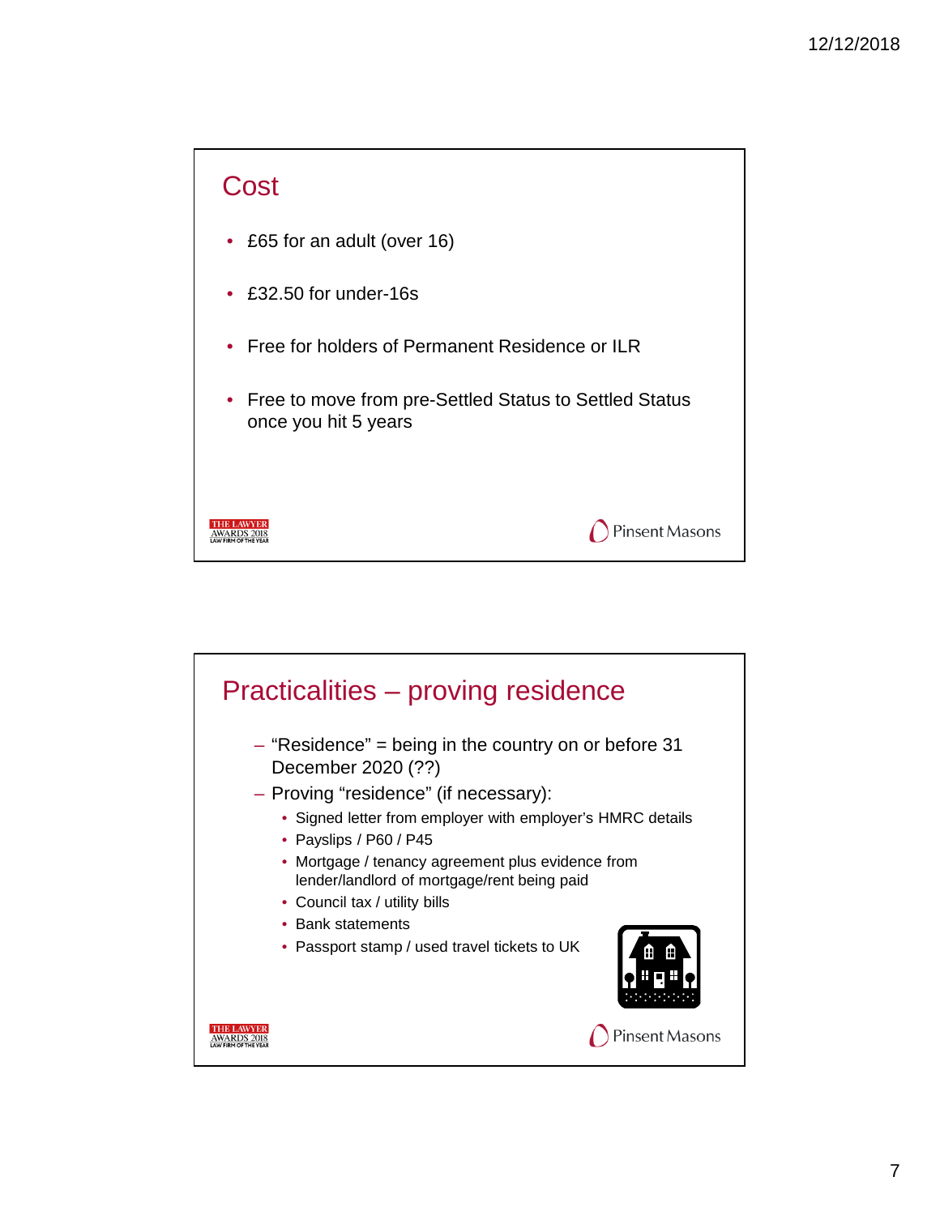## Cost

- £65 for an adult (over 16)
- £32.50 for under-16s
- Free for holders of Permanent Residence or ILR
- Free to move from pre-Settled Status to Settled Status once you hit 5 years

## Practicalities – proving residence

- "Residence" = being in the country on or before 31 December 2020 (??)
- Proving "residence" (if necessary):
  - Signed letter from employer with employer's HMRC details
  - Payslips / P60 / P45
  - Mortgage / tenancy agreement plus evidence from lender/landlord of mortgage/rent being paid
  - Council tax / utility bills
  - Bank statements
  - Passport stamp / used travel tickets to UK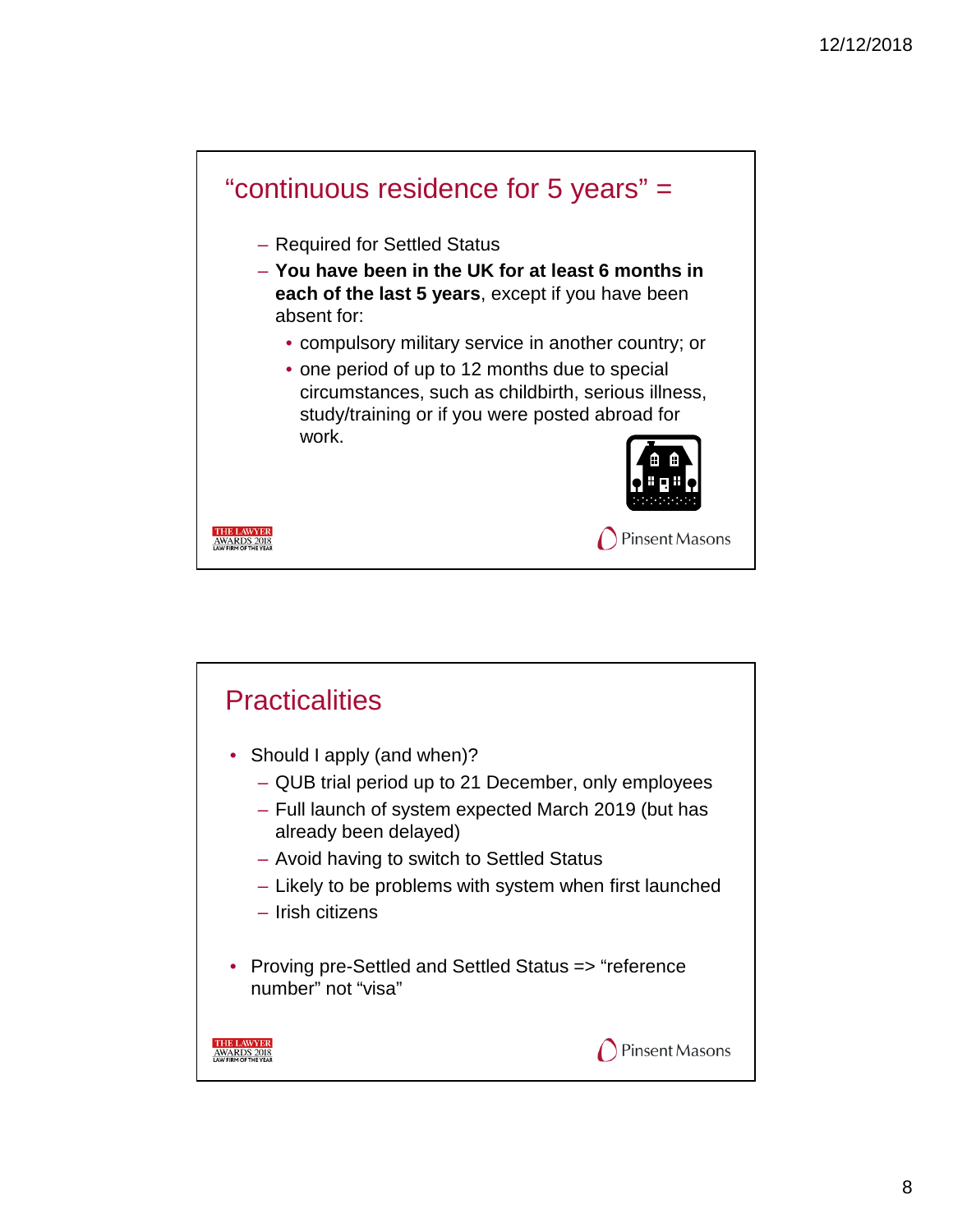## "continuous residence for 5 years" =

- Required for Settled Status
- **You have been in the UK for at least 6 months in each of the last 5 years**, except if you have been absent for:
  - compulsory military service in another country; or
  - one period of up to 12 months due to special circumstances, such as childbirth, serious illness, study/training or if you were posted abroad for work.

## Practicalities

- Should I apply (and when)?
  - QUB trial period up to 21 December, only employees
  - Full launch of system expected March 2019 (but has already been delayed)
  - Avoid having to switch to Settled Status
  - Likely to be problems with system when first launched
  - Irish citizens
- Proving pre-Settled and Settled Status => "reference number" not "visa"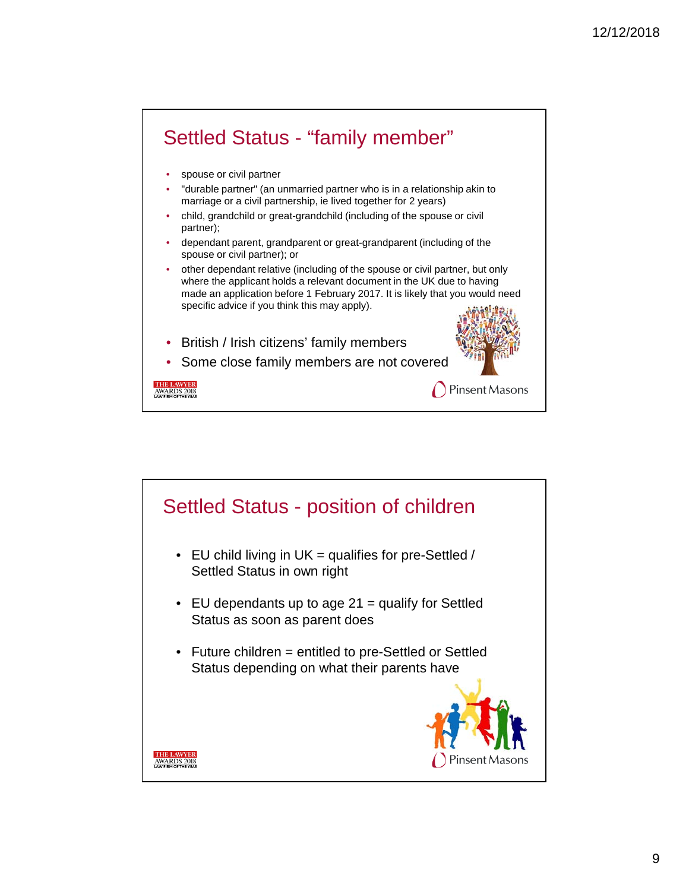## Settled Status - "family member"

- spouse or civil partner
- "durable partner" (an unmarried partner who is in a relationship akin to marriage or a civil partnership, ie lived together for 2 years)
- child, grandchild or great-grandchild (including of the spouse or civil partner);
- dependant parent, grandparent or great-grandparent (including of the spouse or civil partner); or
- other dependant relative (including of the spouse or civil partner, but only where the applicant holds a relevant document in the UK due to having made an application before 1 February 2017. It is likely that you would need specific advice if you think this may apply).

- British / Irish citizens' family members
- Some close family members are not covered

## Settled Status - position of children

- EU child living in UK = qualifies for pre-Settled / Settled Status in own right
- EU dependants up to age 21 = qualify for Settled Status as soon as parent does
- Future children = entitled to pre-Settled or Settled Status depending on what their parents have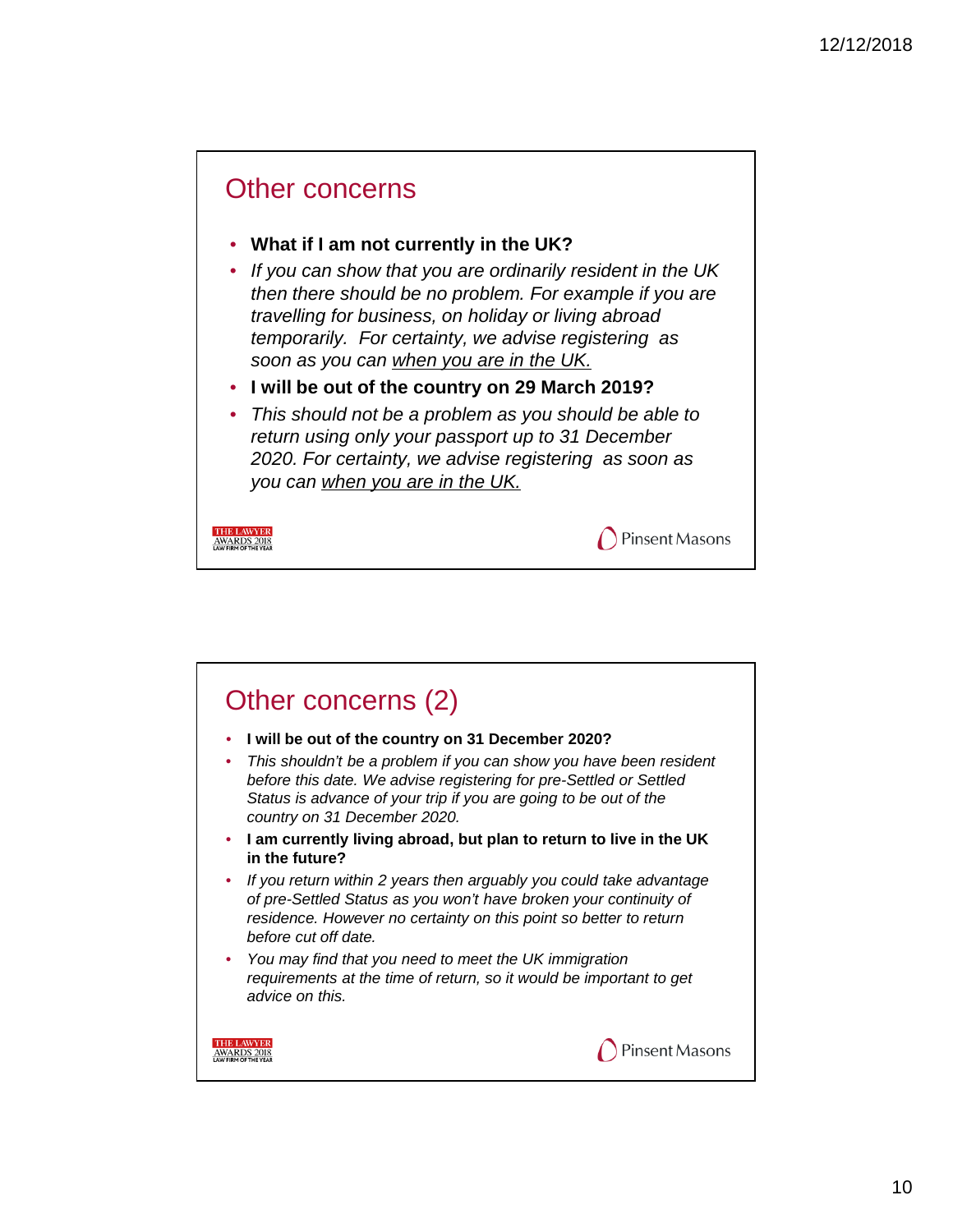## Other concerns

- **What if I am not currently in the UK?**
- *If you can show that you are ordinarily resident in the UK then there should be no problem. For example if you are travelling for business, on holiday or living abroad temporarily. For certainty, we advise registering as soon as you can <u>when you are in the UK.</u>*
- **I will be out of the country on 29 March 2019?**
- *This should not be a problem as you should be able to return using only your passport up to 31 December 2020. For certainty, we advise registering as soon as you can <u>when you are in the UK.</u>*

THE LAWYER AWARDS 2018 LAW FIRM OF THE YEAR

Pinsent Masons

## Other concerns (2)

- **I will be out of the country on 31 December 2020?**
- *This shouldn't be a problem if you can show you have been resident before this date. We advise registering for pre-Settled or Settled Status is advance of your trip if you are going to be out of the country on 31 December 2020.*
- **I am currently living abroad, but plan to return to live in the UK in the future?**
- *If you return within 2 years then arguably you could take advantage of pre-Settled Status as you won't have broken your continuity of residence. However no certainty on this point so better to return before cut off date.*
- *You may find that you need to meet the UK immigration requirements at the time of return, so it would be important to get advice on this.*

THE LAWYER AWARDS 2018 LAW FIRM OF THE YEAR

Pinsent Masons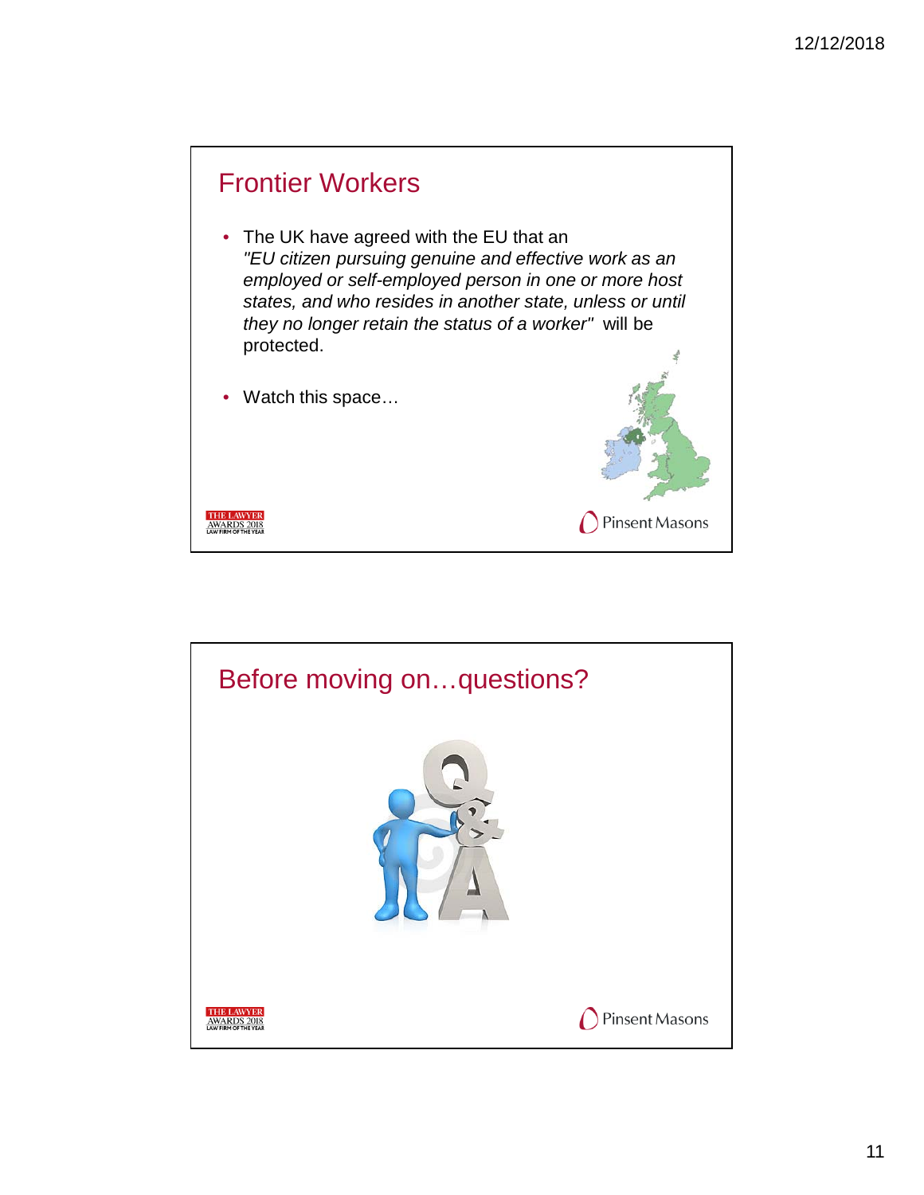## Frontier Workers

- The UK have agreed with the EU that an *"EU citizen pursuing genuine and effective work as an employed or self-employed person in one or more host states, and who resides in another state, unless or until they no longer retain the status of a worker"* will be protected.
- Watch this space…

## Before moving on…questions?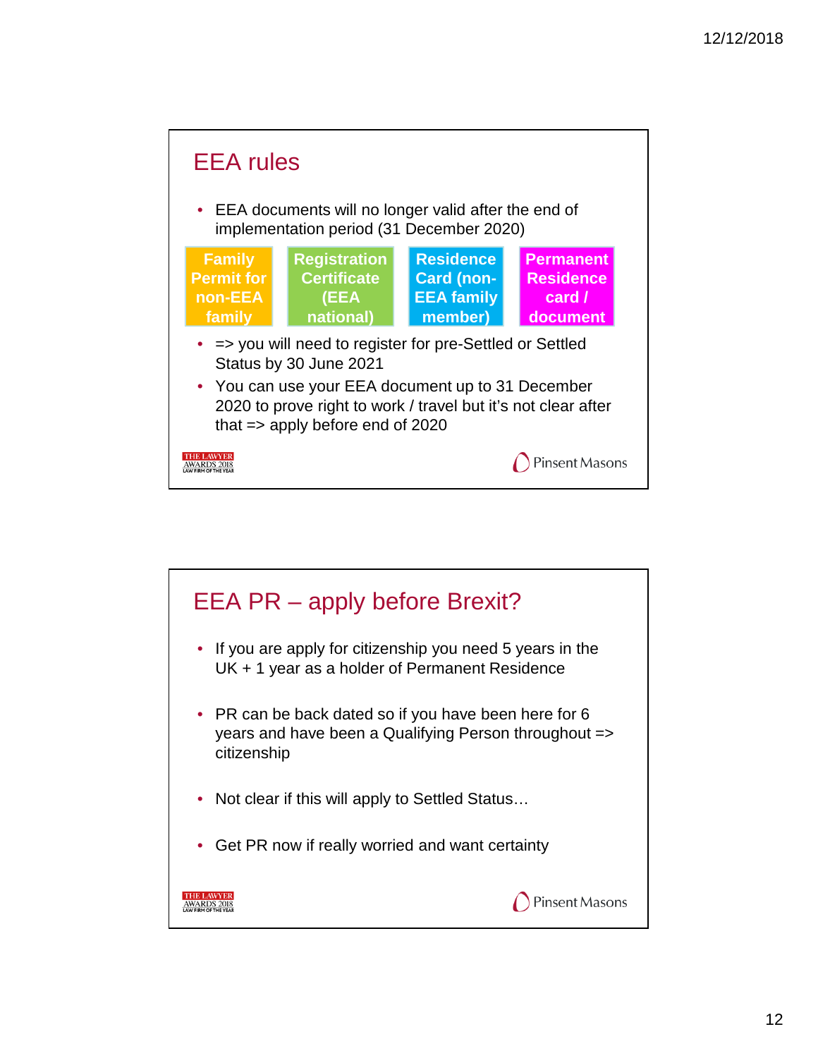## EEA rules

- EEA documents will no longer valid after the end of implementation period (31 December 2020)

| Family Permit for non-EEA family | Registration Certificate (EEA national) | Residence Card (non-EEA family member) | Permanent Residence card / document |
|---|---|---|---|

- => you will need to register for pre-Settled or Settled Status by 30 June 2021
- You can use your EEA document up to 31 December 2020 to prove right to work / travel but it's not clear after that => apply before end of 2020

THE LAWYER AWARDS 2018 LAW FIRM OF THE YEAR

Pinsent Masons

## EEA PR – apply before Brexit?

- If you are apply for citizenship you need 5 years in the UK + 1 year as a holder of Permanent Residence
- PR can be back dated so if you have been here for 6 years and have been a Qualifying Person throughout => citizenship
- Not clear if this will apply to Settled Status…
- Get PR now if really worried and want certainty

THE LAWYER AWARDS 2018 LAW FIRM OF THE YEAR

Pinsent Masons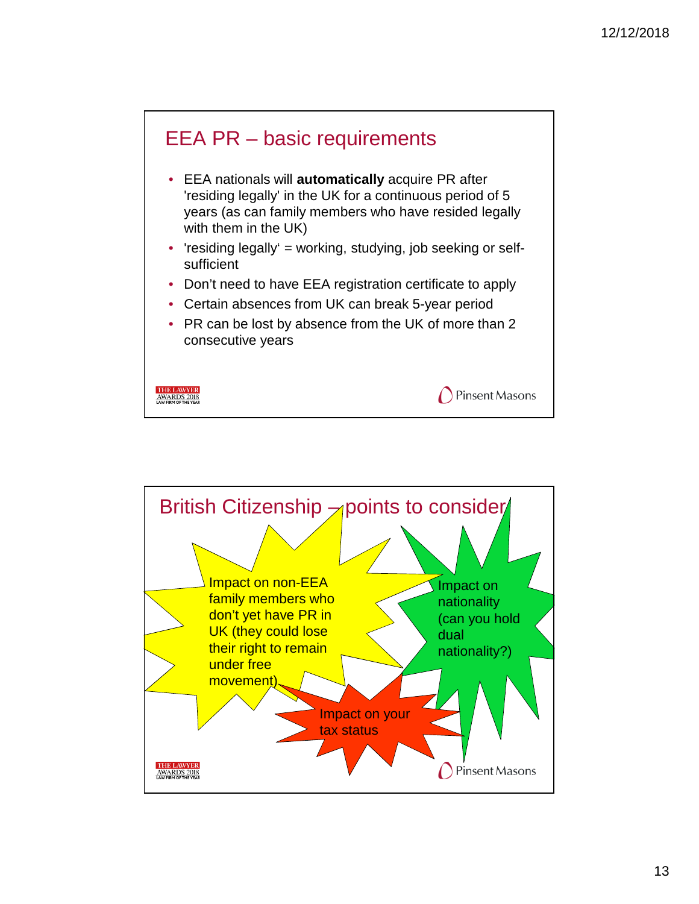## EEA PR – basic requirements

- EEA nationals will **automatically** acquire PR after 'residing legally' in the UK for a continuous period of 5 years (as can family members who have resided legally with them in the UK)
- 'residing legally' = working, studying, job seeking or self-sufficient
- Don't need to have EEA registration certificate to apply
- Certain absences from UK can break 5-year period
- PR can be lost by absence from the UK of more than 2 consecutive years

## British Citizenship – points to consider

- Impact on non-EEA family members who don't yet have PR in UK (they could lose their right to remain under free movement)
- Impact on nationality (can you hold dual nationality?)
- Impact on your tax status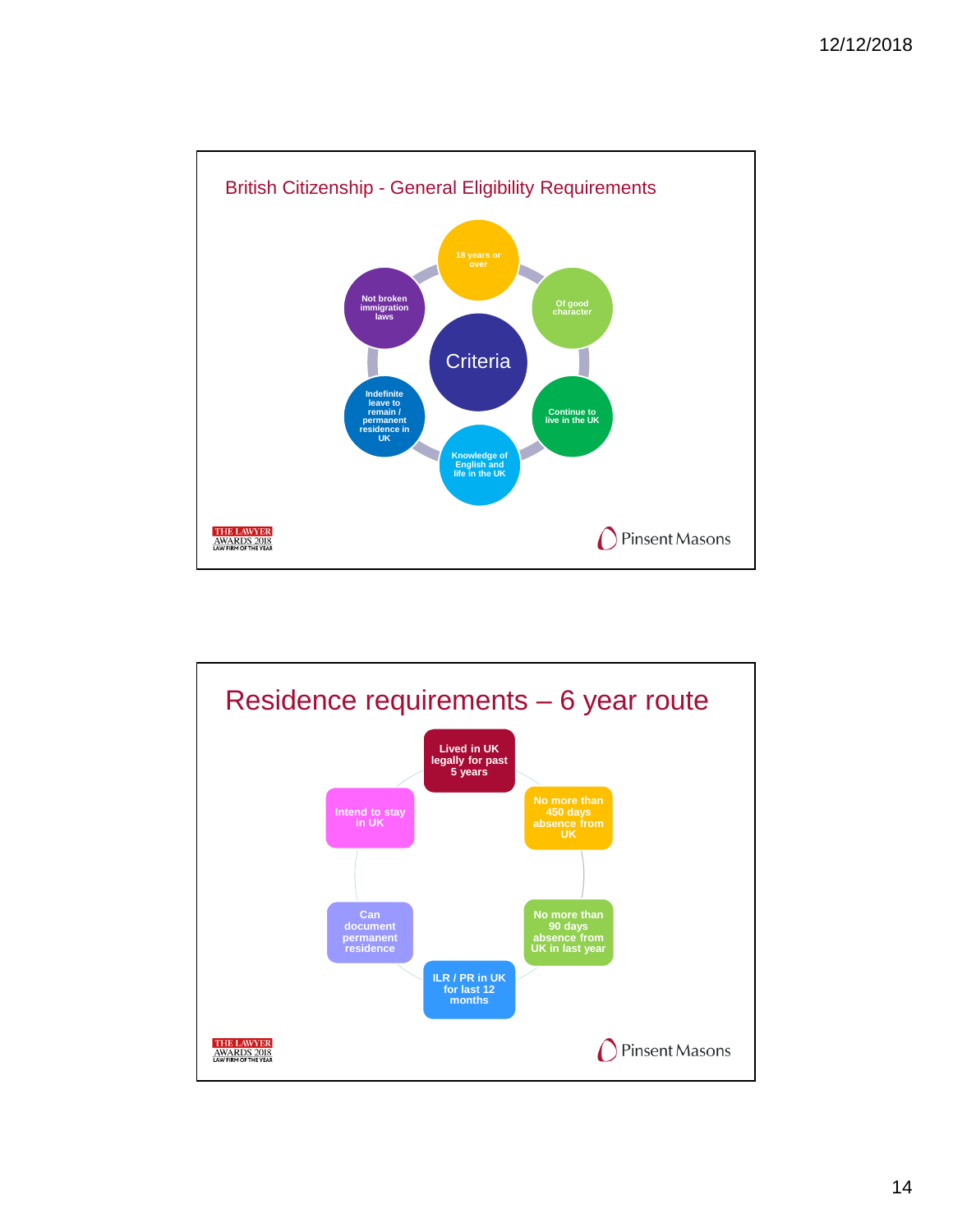## British Citizenship - General Eligibility Requirements

**Criteria**

- 18 years or over
- Of good character
- Continue to live in the UK
- Knowledge of English and life in the UK
- Indefinite leave to remain / permanent residence in UK
- Not broken immigration laws

## Residence requirements – 6 year route

- Lived in UK legally for past 5 years
- No more than 450 days absence from UK
- No more than 90 days absence from UK in last year
- ILR / PR in UK for last 12 months
- Can document permanent residence
- Intend to stay in UK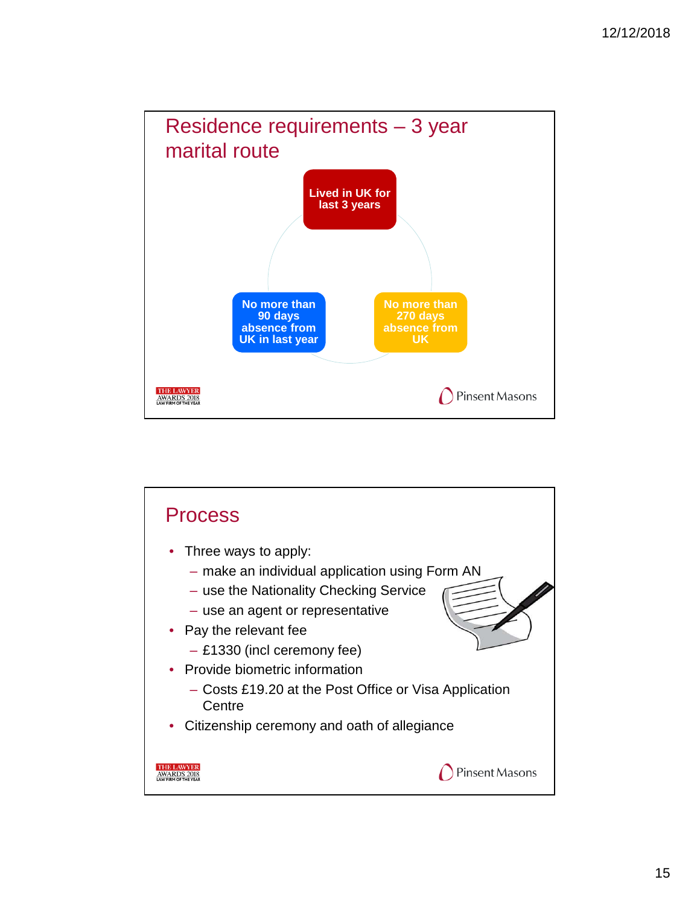## Residence requirements – 3 year marital route

- Lived in UK for last 3 years
- No more than 90 days absence from UK in last year
- No more than 270 days absence from UK

## Process

- Three ways to apply:
  - make an individual application using Form AN
  - use the Nationality Checking Service
  - use an agent or representative
- Pay the relevant fee
  - £1330 (incl ceremony fee)
- Provide biometric information
  - Costs £19.20 at the Post Office or Visa Application Centre
- Citizenship ceremony and oath of allegiance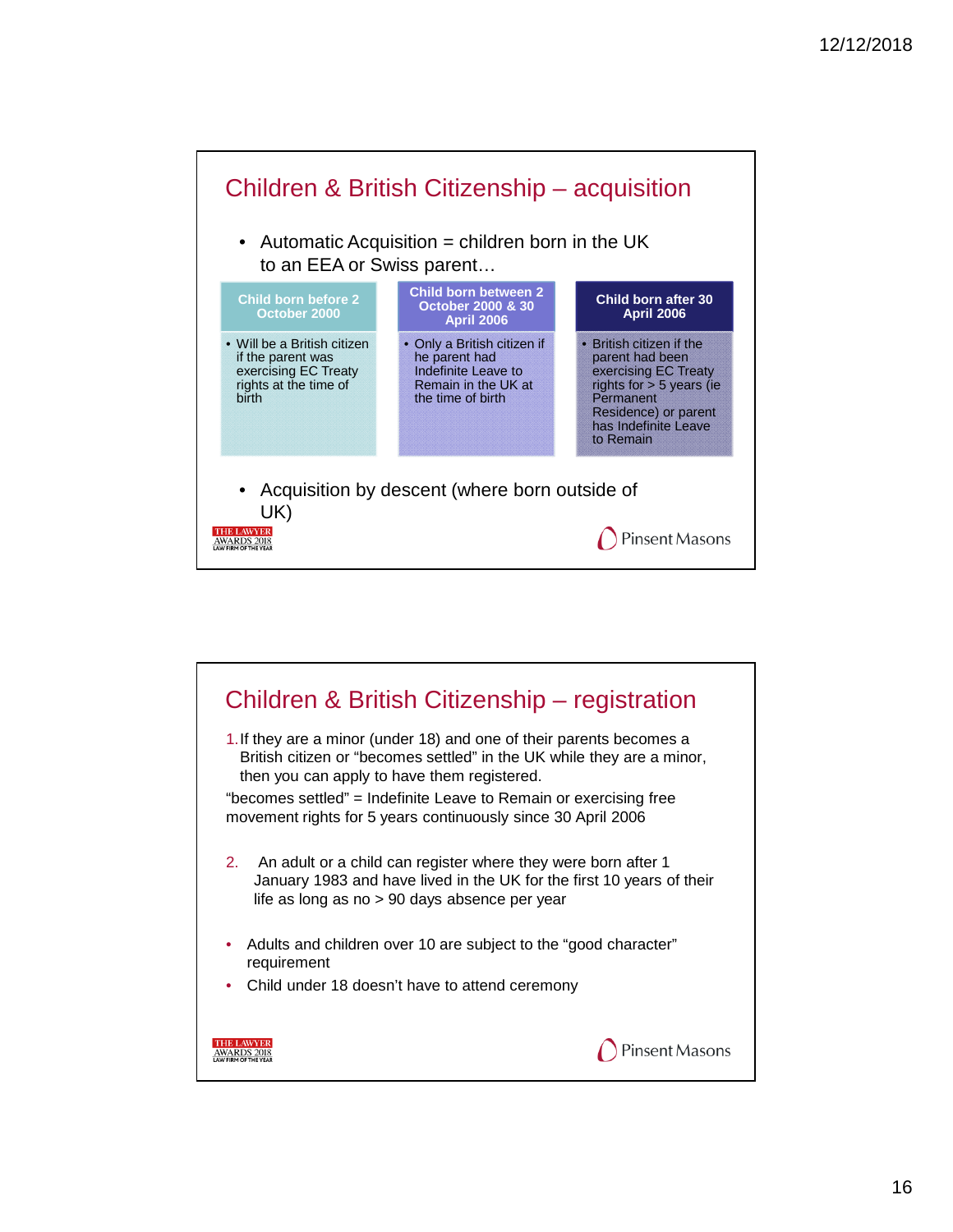## Children & British Citizenship – acquisition

- Automatic Acquisition = children born in the UK to an EEA or Swiss parent…

| Child born before 2 October 2000 | Child born between 2 October 2000 & 30 April 2006 | Child born after 30 April 2006 |
|---|---|---|
| • Will be a British citizen if the parent was exercising EC Treaty rights at the time of birth | • Only a British citizen if he parent had Indefinite Leave to Remain in the UK at the time of birth | • British citizen if the parent had been exercising EC Treaty rights for > 5 years (ie Permanent Residence) or parent has Indefinite Leave to Remain |

- Acquisition by descent (where born outside of UK)

THE LAWYER AWARDS 2018 LAW FIRM OF THE YEAR

Pinsent Masons

## Children & British Citizenship – registration

1. If they are a minor (under 18) and one of their parents becomes a British citizen or "becomes settled" in the UK while they are a minor, then you can apply to have them registered.

"becomes settled" = Indefinite Leave to Remain or exercising free movement rights for 5 years continuously since 30 April 2006

2. An adult or a child can register where they were born after 1 January 1983 and have lived in the UK for the first 10 years of their life as long as no > 90 days absence per year

- Adults and children over 10 are subject to the "good character" requirement
- Child under 18 doesn't have to attend ceremony

THE LAWYER AWARDS 2018 LAW FIRM OF THE YEAR

Pinsent Masons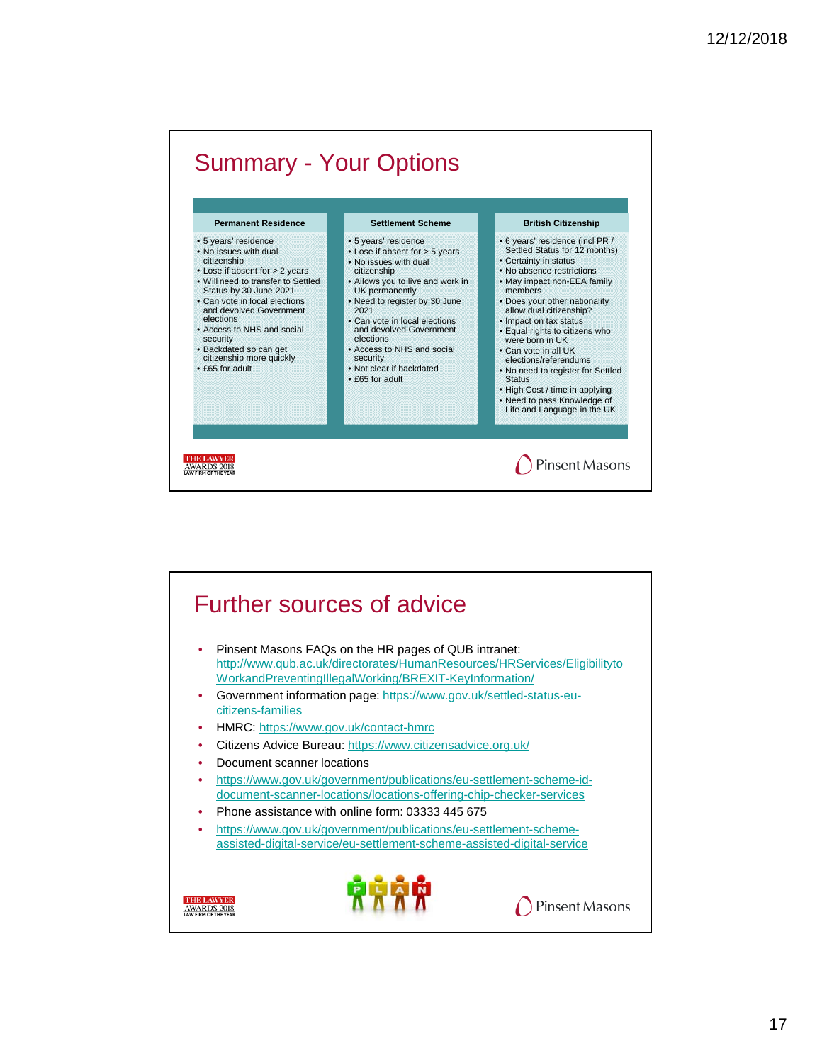## Summary - Your Options

| Permanent Residence | Settlement Scheme | British Citizenship |
|---|---|---|
| • 5 years' residence<br>• No issues with dual citizenship<br>• Lose if absent for > 2 years<br>• Will need to transfer to Settled Status by 30 June 2021<br>• Can vote in local elections and devolved Government elections<br>• Access to NHS and social security<br>• Backdated so can get citizenship more quickly<br>• £65 for adult | • 5 years' residence<br>• Lose if absent for > 5 years<br>• No issues with dual citizenship<br>• Allows you to live and work in UK permanently<br>• Need to register by 30 June 2021<br>• Can vote in local elections and devolved Government elections<br>• Access to NHS and social security<br>• Not clear if backdated<br>• £65 for adult | • 6 years' residence (incl PR / Settled Status for 12 months)<br>• Certainty in status<br>• No absence restrictions<br>• May impact non-EEA family members<br>• Does your other nationality allow dual citizenship?<br>• Impact on tax status<br>• Equal rights to citizens who were born in UK<br>• Can vote in all UK elections/referendums<br>• No need to register for Settled Status<br>• High Cost / time in applying<br>• Need to pass Knowledge of Life and Language in the UK |

THE LAWYER AWARDS 2018 LAW FIRM OF THE YEAR

Pinsent Masons

## Further sources of advice

- Pinsent Masons FAQs on the HR pages of QUB intranet: http://www.qub.ac.uk/directorates/HumanResources/HRServices/EligibilitytoWorkandPreventingIllegalWorking/BREXIT-KeyInformation/
- Government information page: https://www.gov.uk/settled-status-eu-citizens-families
- HMRC: https://www.gov.uk/contact-hmrc
- Citizens Advice Bureau: https://www.citizensadvice.org.uk/
- Document scanner locations
- https://www.gov.uk/government/publications/eu-settlement-scheme-id-document-scanner-locations/locations-offering-chip-checker-services
- Phone assistance with online form: 03333 445 675
- https://www.gov.uk/government/publications/eu-settlement-scheme-assisted-digital-service/eu-settlement-scheme-assisted-digital-service

THE LAWYER AWARDS 2018 LAW FIRM OF THE YEAR

PLAN

Pinsent Masons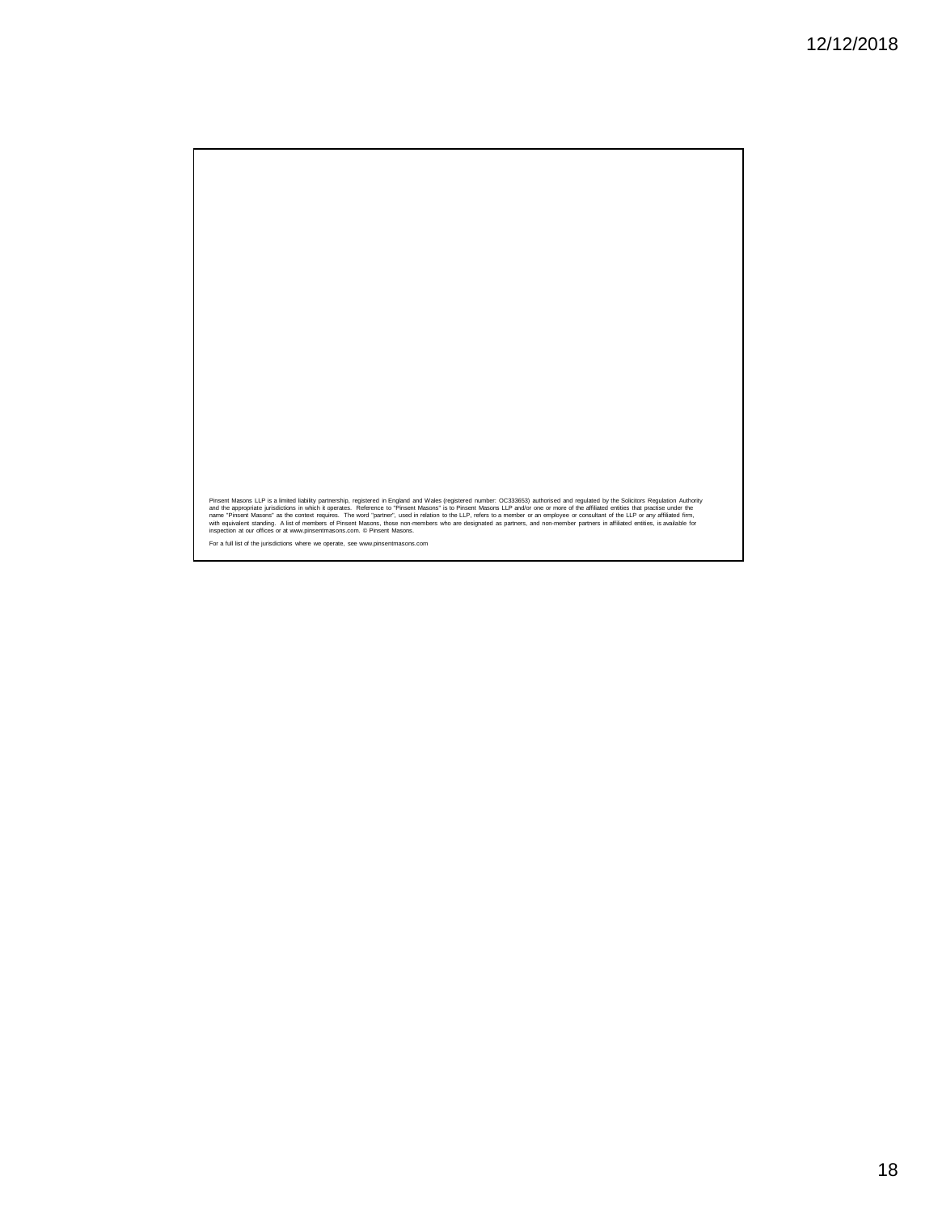Pinsent Masons LLP is a limited liability partnership, registered in England and Wales (registered number: OC333653) authorised and regulated by the Solicitors Regulation Authority and the appropriate jurisdictions in which it operates. Reference to "Pinsent Masons" is to Pinsent Masons LLP and/or one or more of the affiliated entities that practise under the name "Pinsent Masons" as the context requires. The word "partner", used in relation to the LLP, refers to a member or an employee or consultant of the LLP or any affiliated firm, with equivalent standing. A list of members of Pinsent Masons, those non-members who are designated as partners, and non-member partners in affiliated entities, is available for inspection at our offices or at www.pinsentmasons.com. © Pinsent Masons.

For a full list of the jurisdictions where we operate, see www.pinsentmasons.com